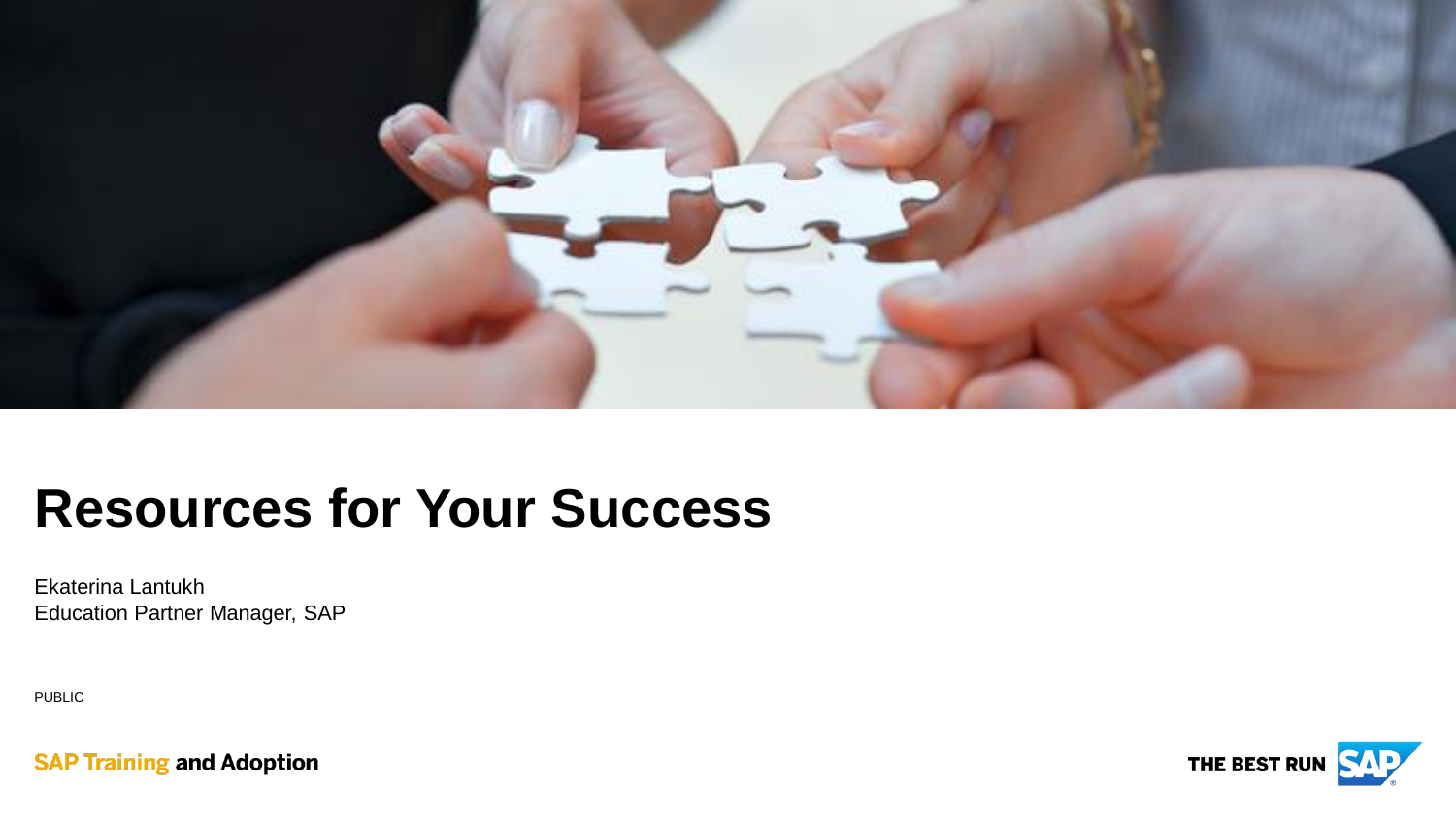# Resources for Your Success

Ekaterina Lantukh
Education Partner Manager, SAP

PUBLIC

SAP Training and Adoption

THE BEST RUN SAP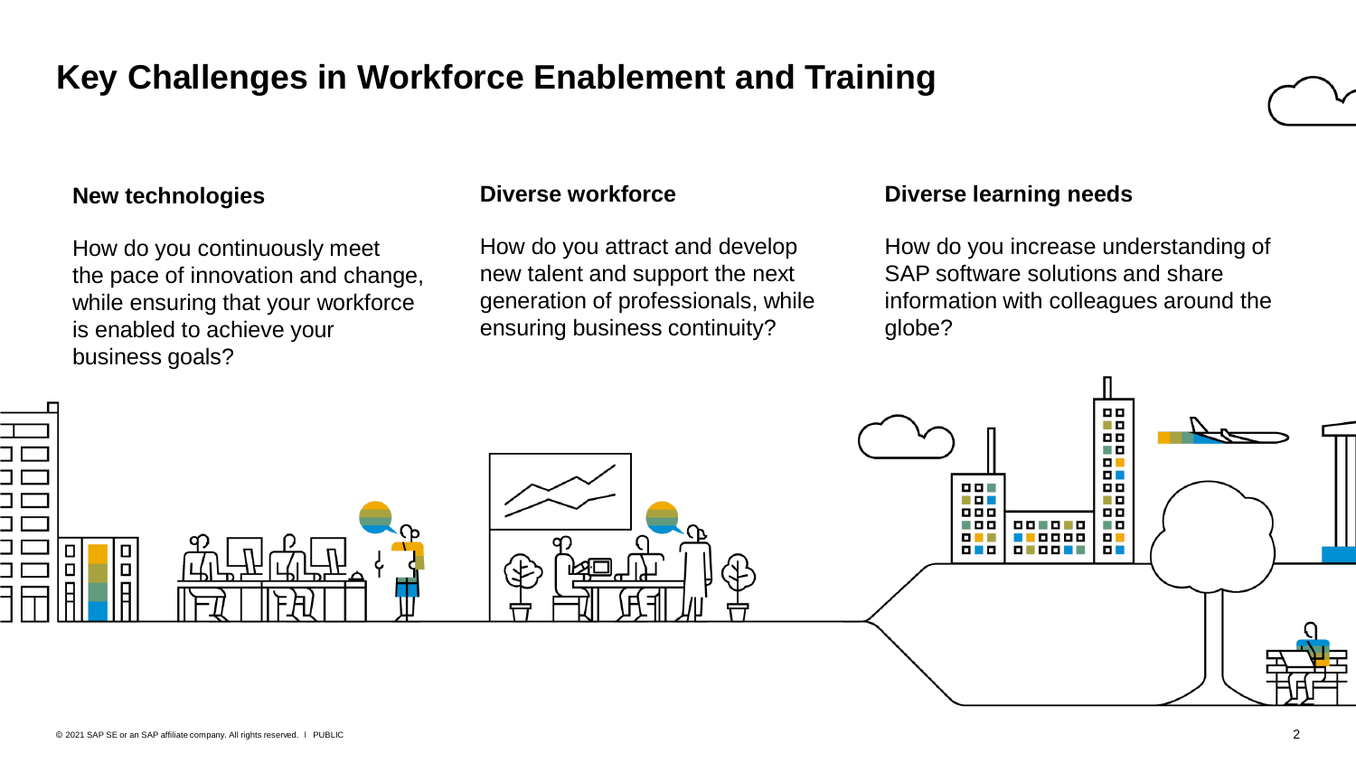# Key Challenges in Workforce Enablement and Training

### New technologies

How do you continuously meet the pace of innovation and change, while ensuring that your workforce is enabled to achieve your business goals?

### Diverse workforce

How do you attract and develop new talent and support the next generation of professionals, while ensuring business continuity?

### Diverse learning needs

How do you increase understanding of SAP software solutions and share information with colleagues around the globe?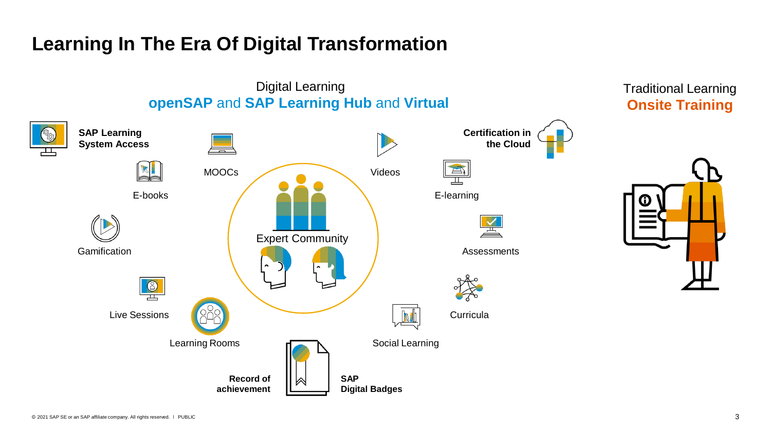# Learning In The Era Of Digital Transformation

Digital Learning
**openSAP** and **SAP Learning Hub** and **Virtual**

Traditional Learning
**Onsite Training**

**SAP Learning System Access**

MOOCs

Videos

**Certification in the Cloud**

E-books

E-learning

Expert Community

Gamification

Assessments

Live Sessions

Curricula

Learning Rooms

Social Learning

**Record of achievement**

**SAP Digital Badges**

© 2021 SAP SE or an SAP affiliate company. All rights reserved. I PUBLIC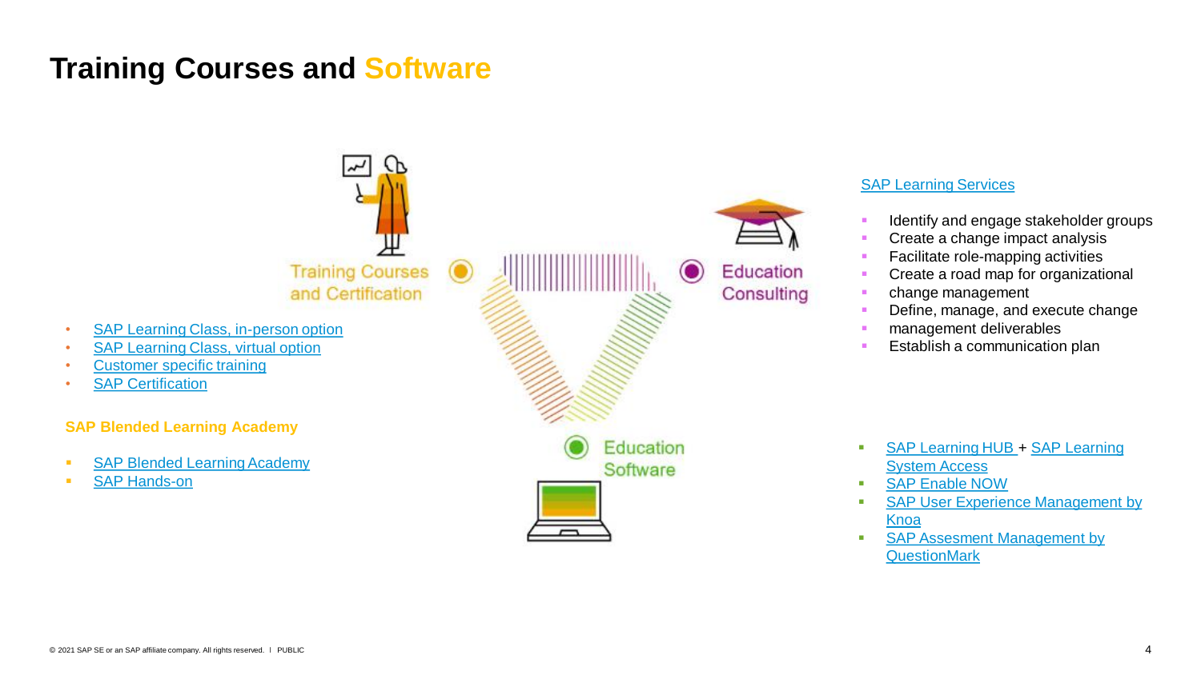# Training Courses and Software

## Training Courses and Certification

- SAP Learning Class, in-person option
- SAP Learning Class, virtual option
- Customer specific training
- SAP Certification

**SAP Blended Learning Academy**

- SAP Blended Learning Academy
- SAP Hands-on

## Education Consulting

SAP Learning Services

- Identify and engage stakeholder groups
- Create a change impact analysis
- Facilitate role-mapping activities
- Create a road map for organizational
- change management
- Define, manage, and execute change
- management deliverables
- Establish a communication plan

## Education Software

- SAP Learning HUB + SAP Learning System Access
- SAP Enable NOW
- SAP User Experience Management by Knoa
- SAP Assesment Management by QuestionMark

© 2021 SAP SE or an SAP affiliate company. All rights reserved. I PUBLIC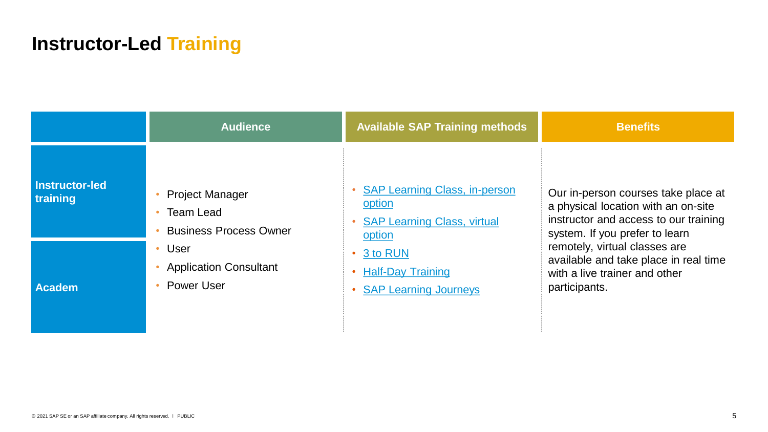# Instructor-Led Training

| | Audience | Available SAP Training methods | Benefits |
|---|---|---|---|
| **Instructor-led training**<br><br>**Academ** | • Project Manager<br>• Team Lead<br>• Business Process Owner<br>• User<br>• Application Consultant<br>• Power User | • SAP Learning Class, in-person option<br>• SAP Learning Class, virtual option<br>• 3 to RUN<br>• Half-Day Training<br>• SAP Learning Journeys | Our in-person courses take place at a physical location with an on-site instructor and access to our training system. If you prefer to learn remotely, virtual classes are available and take place in real time with a live trainer and other participants. |

© 2021 SAP SE or an SAP affiliate company. All rights reserved. ǀ PUBLIC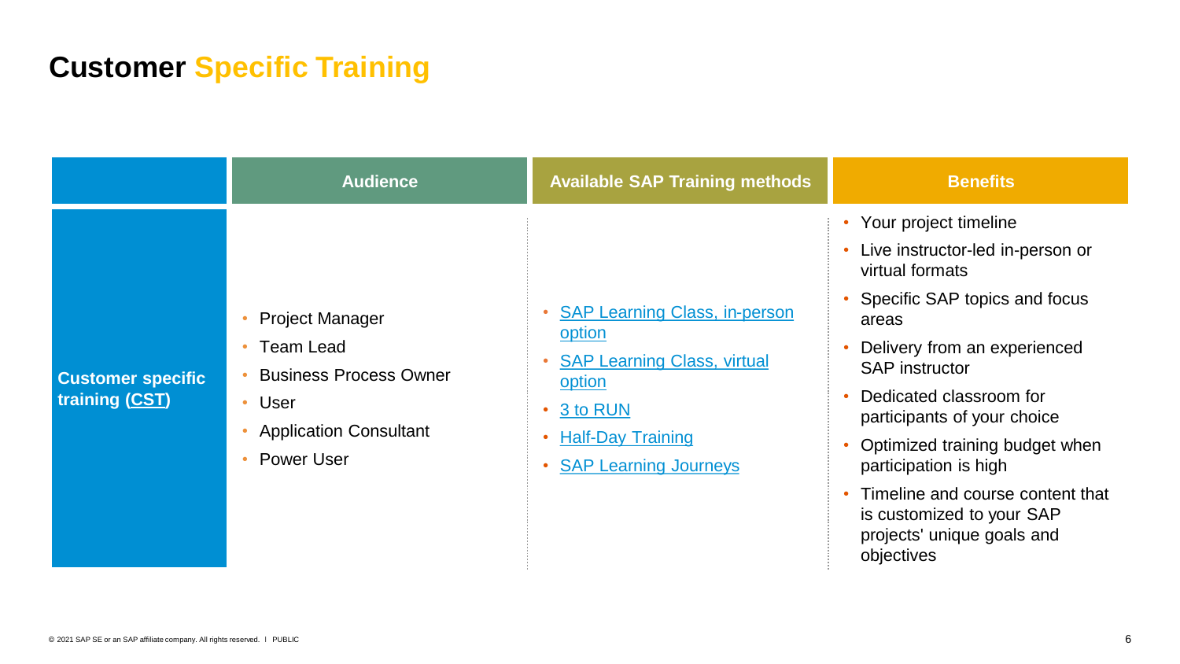# Customer Specific Training

| | Audience | Available SAP Training methods | Benefits |
|---|---|---|---|
| **Customer specific training (CST)** | • Project Manager<br>• Team Lead<br>• Business Process Owner<br>• User<br>• Application Consultant<br>• Power User | • SAP Learning Class, in-person option<br>• SAP Learning Class, virtual option<br>• 3 to RUN<br>• Half-Day Training<br>• SAP Learning Journeys | • Your project timeline<br>• Live instructor-led in-person or virtual formats<br>• Specific SAP topics and focus areas<br>• Delivery from an experienced SAP instructor<br>• Dedicated classroom for participants of your choice<br>• Optimized training budget when participation is high<br>• Timeline and course content that is customized to your SAP projects' unique goals and objectives |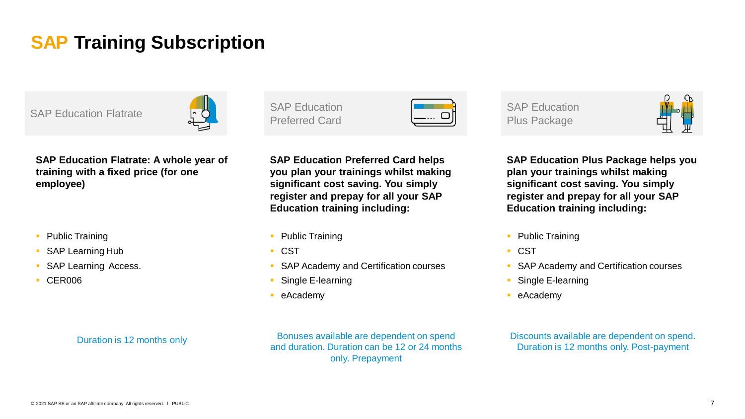# SAP Training Subscription

## SAP Education Flatrate

**SAP Education Flatrate: A whole year of training with a fixed price (for one employee)**

- Public Training
- SAP Learning Hub
- SAP Learning Access.
- CER006

Duration is 12 months only

## SAP Education Preferred Card

**SAP Education Preferred Card helps you plan your trainings whilst making significant cost saving. You simply register and prepay for all your SAP Education training including:**

- Public Training
- CST
- SAP Academy and Certification courses
- Single E-learning
- eAcademy

Bonuses available are dependent on spend and duration. Duration can be 12 or 24 months only. Prepayment

## SAP Education Plus Package

**SAP Education Plus Package helps you plan your trainings whilst making significant cost saving. You simply register and prepay for all your SAP Education training including:**

- Public Training
- CST
- SAP Academy and Certification courses
- Single E-learning
- eAcademy

Discounts available are dependent on spend. Duration is 12 months only. Post-payment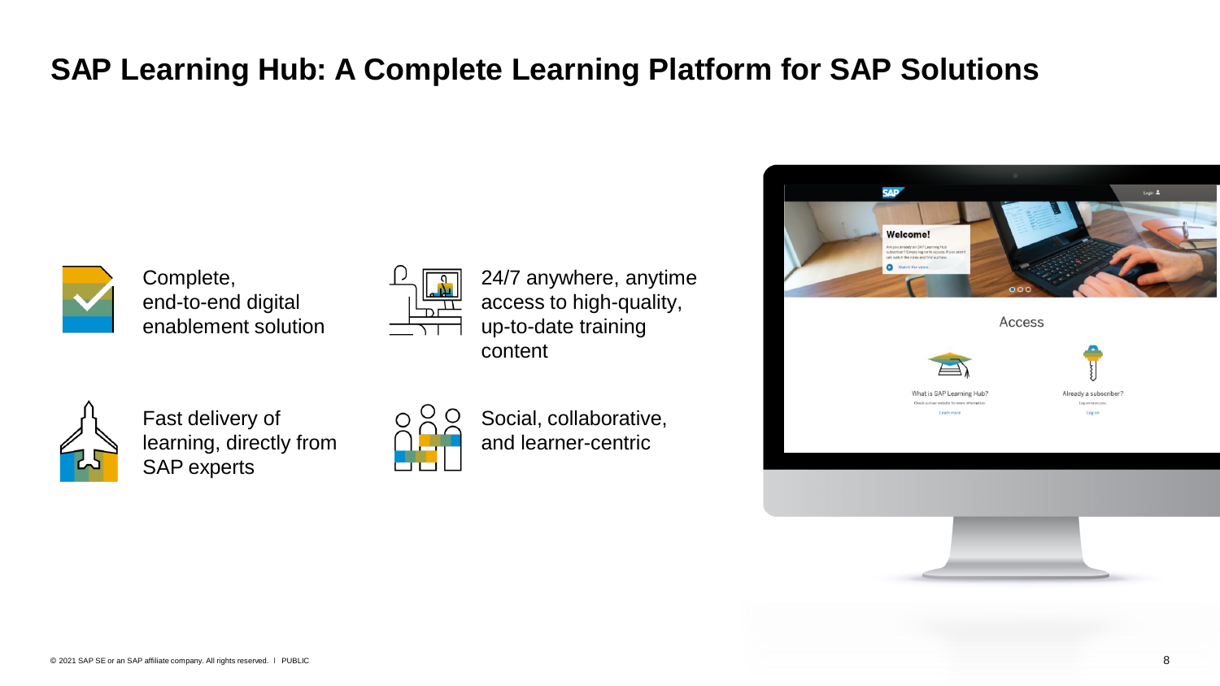# SAP Learning Hub: A Complete Learning Platform for SAP Solutions

- Complete, end-to-end digital enablement solution
- 24/7 anywhere, anytime access to high-quality, up-to-date training content
- Fast delivery of learning, directly from SAP experts
- Social, collaborative, and learner-centric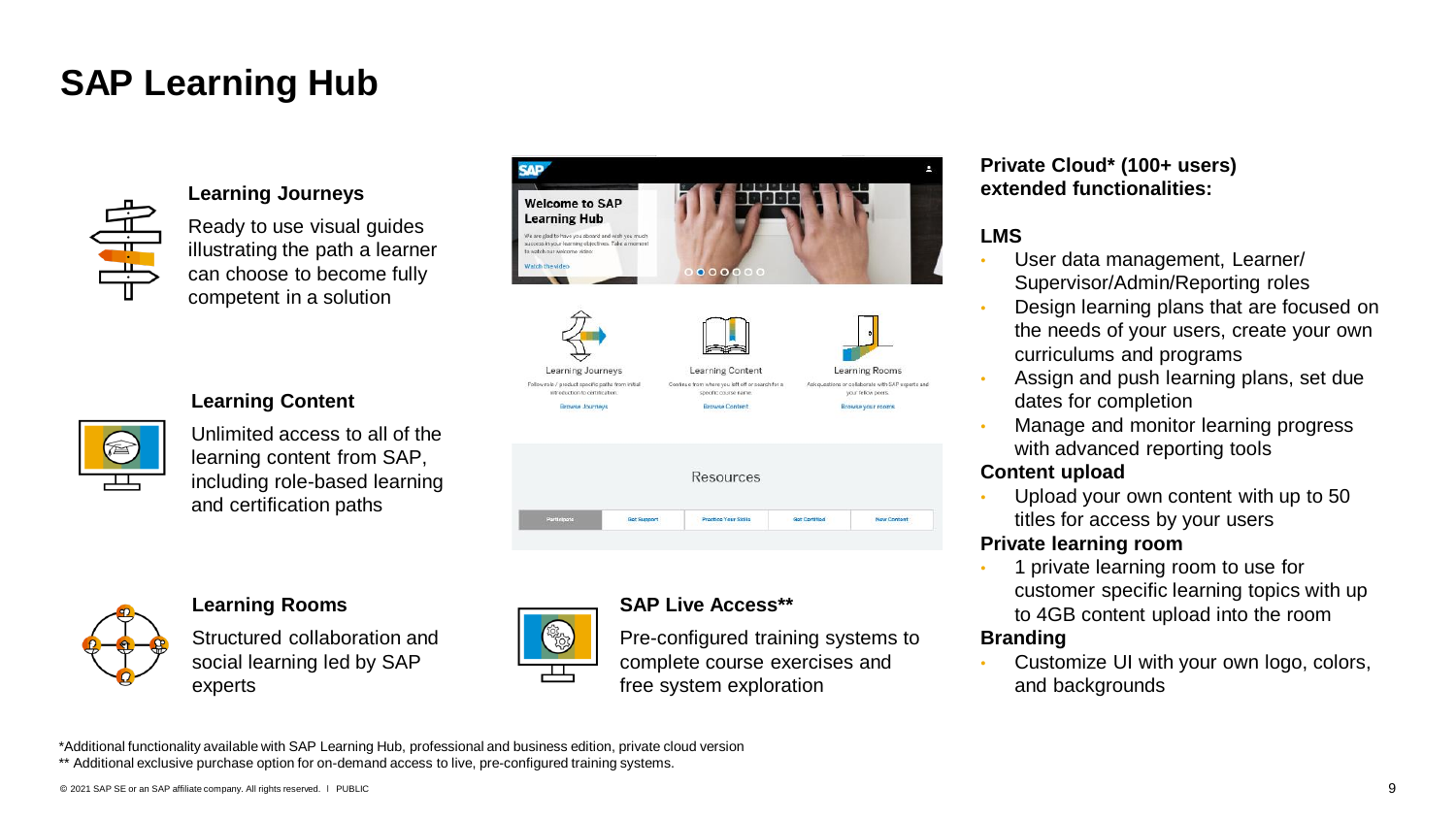# SAP Learning Hub

### Learning Journeys

Ready to use visual guides illustrating the path a learner can choose to become fully competent in a solution

### Learning Content

Unlimited access to all of the learning content from SAP, including role-based learning and certification paths

### Learning Rooms

Structured collaboration and social learning led by SAP experts

### SAP Live Access**

Pre-configured training systems to complete course exercises and free system exploration

### Private Cloud* (100+ users) extended functionalities:

**LMS**

- User data management, Learner/ Supervisor/Admin/Reporting roles
- Design learning plans that are focused on the needs of your users, create your own curriculums and programs
- Assign and push learning plans, set due dates for completion
- Manage and monitor learning progress with advanced reporting tools

**Content upload**

- Upload your own content with up to 50 titles for access by your users

**Private learning room**

- 1 private learning room to use for customer specific learning topics with up to 4GB content upload into the room

**Branding**

- Customize UI with your own logo, colors, and backgrounds

*Additional functionality available with SAP Learning Hub, professional and business edition, private cloud version
** Additional exclusive purchase option for on-demand access to live, pre-configured training systems.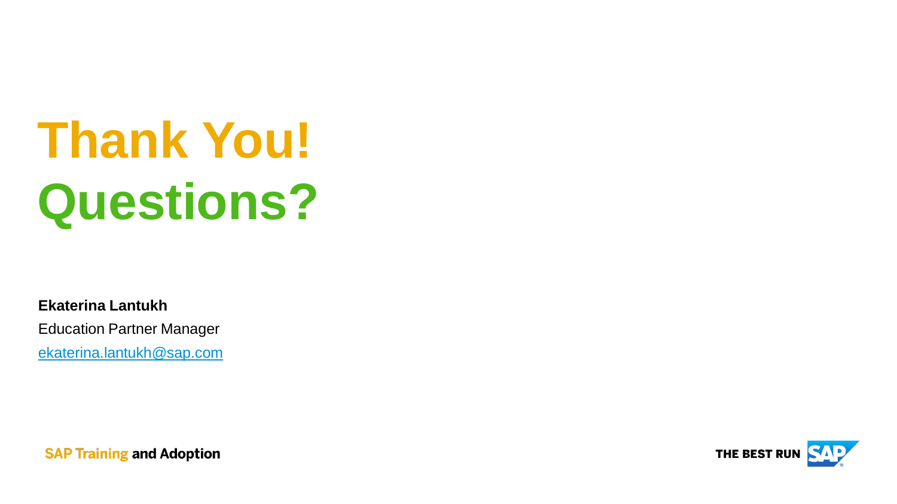# Thank You!
# Questions?

**Ekaterina Lantukh**

Education Partner Manager

[ekaterina.lantukh@sap.com](mailto:ekaterina.lantukh@sap.com)

SAP Training and Adoption

THE BEST RUN SAP